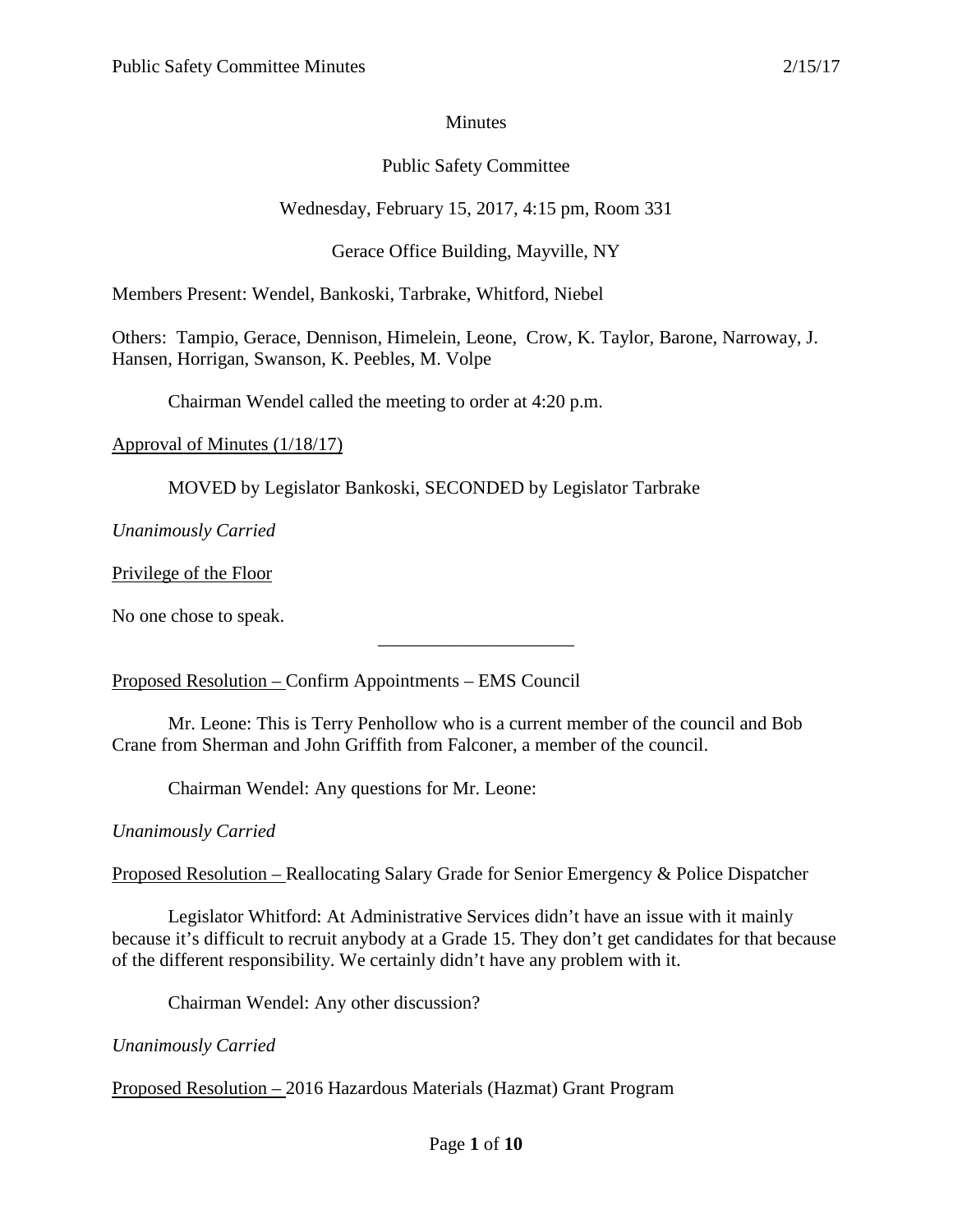Minutes

Public Safety Committee

Wednesday, February 15, 2017, 4:15 pm, Room 331

Gerace Office Building, Mayville, NY

Members Present: Wendel, Bankoski, Tarbrake, Whitford, Niebel

Others: Tampio, Gerace, Dennison, Himelein, Leone, Crow, K. Taylor, Barone, Narroway, J. Hansen, Horrigan, Swanson, K. Peebles, M. Volpe

Chairman Wendel called the meeting to order at 4:20 p.m.

Approval of Minutes (1/18/17)

MOVED by Legislator Bankoski, SECONDED by Legislator Tarbrake

*Unanimously Carried*

Privilege of the Floor

No one chose to speak.

---

Proposed Resolution – Confirm Appointments – EMS Council

Mr. Leone: This is Terry Penhollow who is a current member of the council and Bob Crane from Sherman and John Griffith from Falconer, a member of the council.

Chairman Wendel: Any questions for Mr. Leone:

*Unanimously Carried*

Proposed Resolution – Reallocating Salary Grade for Senior Emergency & Police Dispatcher

Legislator Whitford: At Administrative Services didn't have an issue with it mainly because it's difficult to recruit anybody at a Grade 15. They don't get candidates for that because of the different responsibility. We certainly didn't have any problem with it.

Chairman Wendel: Any other discussion?

*Unanimously Carried*

Proposed Resolution – 2016 Hazardous Materials (Hazmat) Grant Program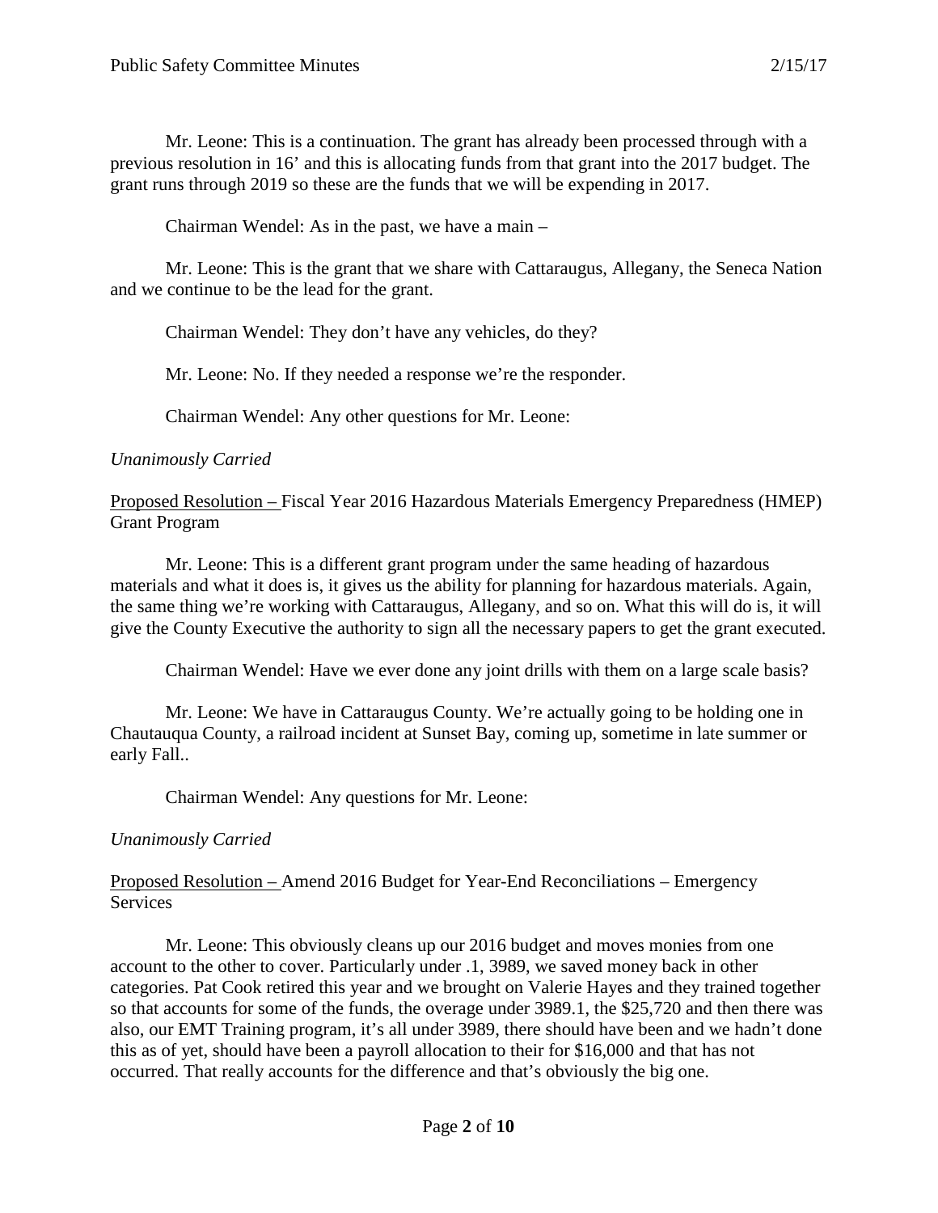Mr. Leone: This is a continuation. The grant has already been processed through with a previous resolution in 16' and this is allocating funds from that grant into the 2017 budget. The grant runs through 2019 so these are the funds that we will be expending in 2017.

Chairman Wendel: As in the past, we have a main –

Mr. Leone: This is the grant that we share with Cattaraugus, Allegany, the Seneca Nation and we continue to be the lead for the grant.

Chairman Wendel: They don't have any vehicles, do they?

Mr. Leone: No. If they needed a response we're the responder.

Chairman Wendel: Any other questions for Mr. Leone:

*Unanimously Carried*

<u>Proposed Resolution –</u> Fiscal Year 2016 Hazardous Materials Emergency Preparedness (HMEP) Grant Program

Mr. Leone: This is a different grant program under the same heading of hazardous materials and what it does is, it gives us the ability for planning for hazardous materials. Again, the same thing we're working with Cattaraugus, Allegany, and so on. What this will do is, it will give the County Executive the authority to sign all the necessary papers to get the grant executed.

Chairman Wendel: Have we ever done any joint drills with them on a large scale basis?

Mr. Leone: We have in Cattaraugus County. We're actually going to be holding one in Chautauqua County, a railroad incident at Sunset Bay, coming up, sometime in late summer or early Fall..

Chairman Wendel: Any questions for Mr. Leone:

*Unanimously Carried*

<u>Proposed Resolution –</u> Amend 2016 Budget for Year-End Reconciliations – Emergency Services

Mr. Leone: This obviously cleans up our 2016 budget and moves monies from one account to the other to cover. Particularly under .1, 3989, we saved money back in other categories. Pat Cook retired this year and we brought on Valerie Hayes and they trained together so that accounts for some of the funds, the overage under 3989.1, the $25,720 and then there was also, our EMT Training program, it's all under 3989, there should have been and we hadn't done this as of yet, should have been a payroll allocation to their for $16,000 and that has not occurred. That really accounts for the difference and that's obviously the big one.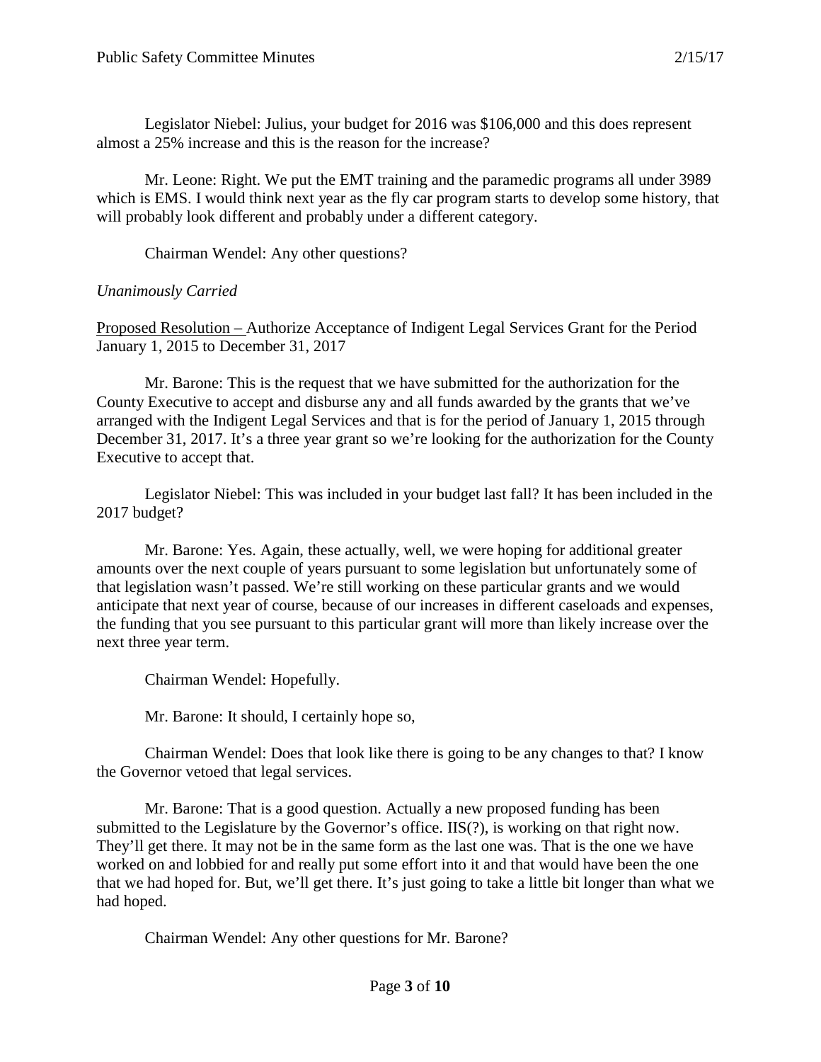Legislator Niebel: Julius, your budget for 2016 was $106,000 and this does represent almost a 25% increase and this is the reason for the increase?

Mr. Leone: Right. We put the EMT training and the paramedic programs all under 3989 which is EMS. I would think next year as the fly car program starts to develop some history, that will probably look different and probably under a different category.

Chairman Wendel: Any other questions?

*Unanimously Carried*

<u>Proposed Resolution – </u>Authorize Acceptance of Indigent Legal Services Grant for the Period January 1, 2015 to December 31, 2017

Mr. Barone: This is the request that we have submitted for the authorization for the County Executive to accept and disburse any and all funds awarded by the grants that we've arranged with the Indigent Legal Services and that is for the period of January 1, 2015 through December 31, 2017. It's a three year grant so we're looking for the authorization for the County Executive to accept that.

Legislator Niebel: This was included in your budget last fall? It has been included in the 2017 budget?

Mr. Barone: Yes. Again, these actually, well, we were hoping for additional greater amounts over the next couple of years pursuant to some legislation but unfortunately some of that legislation wasn't passed. We're still working on these particular grants and we would anticipate that next year of course, because of our increases in different caseloads and expenses, the funding that you see pursuant to this particular grant will more than likely increase over the next three year term.

Chairman Wendel: Hopefully.

Mr. Barone: It should, I certainly hope so,

Chairman Wendel: Does that look like there is going to be any changes to that? I know the Governor vetoed that legal services.

Mr. Barone: That is a good question. Actually a new proposed funding has been submitted to the Legislature by the Governor's office. IIS(?), is working on that right now. They'll get there. It may not be in the same form as the last one was. That is the one we have worked on and lobbied for and really put some effort into it and that would have been the one that we had hoped for. But, we'll get there. It's just going to take a little bit longer than what we had hoped.

Chairman Wendel: Any other questions for Mr. Barone?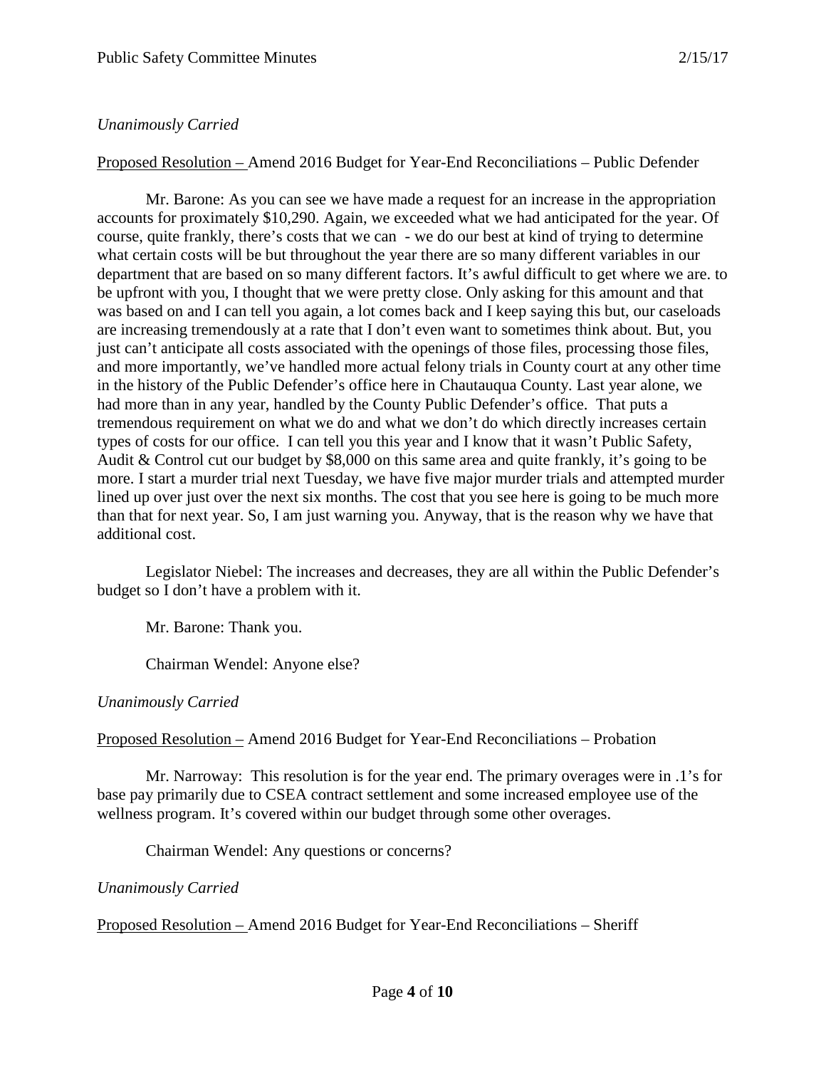*Unanimously Carried*

Proposed Resolution – Amend 2016 Budget for Year-End Reconciliations – Public Defender

Mr. Barone: As you can see we have made a request for an increase in the appropriation accounts for proximately $10,290. Again, we exceeded what we had anticipated for the year. Of course, quite frankly, there's costs that we can - we do our best at kind of trying to determine what certain costs will be but throughout the year there are so many different variables in our department that are based on so many different factors. It's awful difficult to get where we are. to be upfront with you, I thought that we were pretty close. Only asking for this amount and that was based on and I can tell you again, a lot comes back and I keep saying this but, our caseloads are increasing tremendously at a rate that I don't even want to sometimes think about. But, you just can't anticipate all costs associated with the openings of those files, processing those files, and more importantly, we've handled more actual felony trials in County court at any other time in the history of the Public Defender's office here in Chautauqua County. Last year alone, we had more than in any year, handled by the County Public Defender's office. That puts a tremendous requirement on what we do and what we don't do which directly increases certain types of costs for our office. I can tell you this year and I know that it wasn't Public Safety, Audit & Control cut our budget by $8,000 on this same area and quite frankly, it's going to be more. I start a murder trial next Tuesday, we have five major murder trials and attempted murder lined up over just over the next six months. The cost that you see here is going to be much more than that for next year. So, I am just warning you. Anyway, that is the reason why we have that additional cost.

Legislator Niebel: The increases and decreases, they are all within the Public Defender's budget so I don't have a problem with it.

Mr. Barone: Thank you.

Chairman Wendel: Anyone else?

*Unanimously Carried*

Proposed Resolution – Amend 2016 Budget for Year-End Reconciliations – Probation

Mr. Narroway: This resolution is for the year end. The primary overages were in .1's for base pay primarily due to CSEA contract settlement and some increased employee use of the wellness program. It's covered within our budget through some other overages.

Chairman Wendel: Any questions or concerns?

*Unanimously Carried*

Proposed Resolution – Amend 2016 Budget for Year-End Reconciliations – Sheriff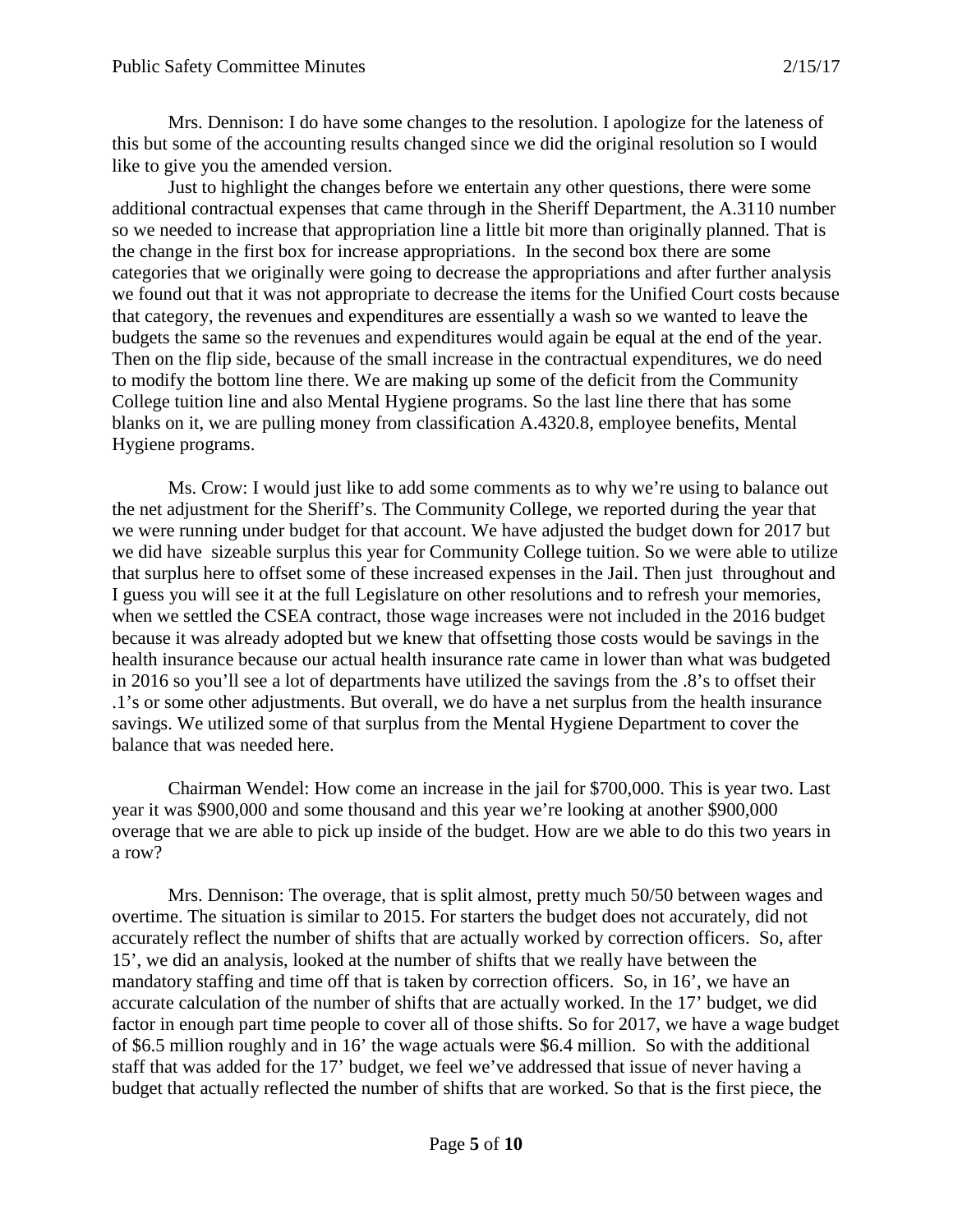Mrs. Dennison: I do have some changes to the resolution. I apologize for the lateness of this but some of the accounting results changed since we did the original resolution so I would like to give you the amended version.

Just to highlight the changes before we entertain any other questions, there were some additional contractual expenses that came through in the Sheriff Department, the A.3110 number so we needed to increase that appropriation line a little bit more than originally planned. That is the change in the first box for increase appropriations. In the second box there are some categories that we originally were going to decrease the appropriations and after further analysis we found out that it was not appropriate to decrease the items for the Unified Court costs because that category, the revenues and expenditures are essentially a wash so we wanted to leave the budgets the same so the revenues and expenditures would again be equal at the end of the year. Then on the flip side, because of the small increase in the contractual expenditures, we do need to modify the bottom line there. We are making up some of the deficit from the Community College tuition line and also Mental Hygiene programs. So the last line there that has some blanks on it, we are pulling money from classification A.4320.8, employee benefits, Mental Hygiene programs.

Ms. Crow: I would just like to add some comments as to why we're using to balance out the net adjustment for the Sheriff's. The Community College, we reported during the year that we were running under budget for that account. We have adjusted the budget down for 2017 but we did have sizeable surplus this year for Community College tuition. So we were able to utilize that surplus here to offset some of these increased expenses in the Jail. Then just throughout and I guess you will see it at the full Legislature on other resolutions and to refresh your memories, when we settled the CSEA contract, those wage increases were not included in the 2016 budget because it was already adopted but we knew that offsetting those costs would be savings in the health insurance because our actual health insurance rate came in lower than what was budgeted in 2016 so you'll see a lot of departments have utilized the savings from the .8's to offset their .1's or some other adjustments. But overall, we do have a net surplus from the health insurance savings. We utilized some of that surplus from the Mental Hygiene Department to cover the balance that was needed here.

Chairman Wendel: How come an increase in the jail for $700,000. This is year two. Last year it was $900,000 and some thousand and this year we're looking at another $900,000 overage that we are able to pick up inside of the budget. How are we able to do this two years in a row?

Mrs. Dennison: The overage, that is split almost, pretty much 50/50 between wages and overtime. The situation is similar to 2015. For starters the budget does not accurately, did not accurately reflect the number of shifts that are actually worked by correction officers. So, after 15', we did an analysis, looked at the number of shifts that we really have between the mandatory staffing and time off that is taken by correction officers. So, in 16', we have an accurate calculation of the number of shifts that are actually worked. In the 17' budget, we did factor in enough part time people to cover all of those shifts. So for 2017, we have a wage budget of $6.5 million roughly and in 16' the wage actuals were $6.4 million. So with the additional staff that was added for the 17' budget, we feel we've addressed that issue of never having a budget that actually reflected the number of shifts that are worked. So that is the first piece, the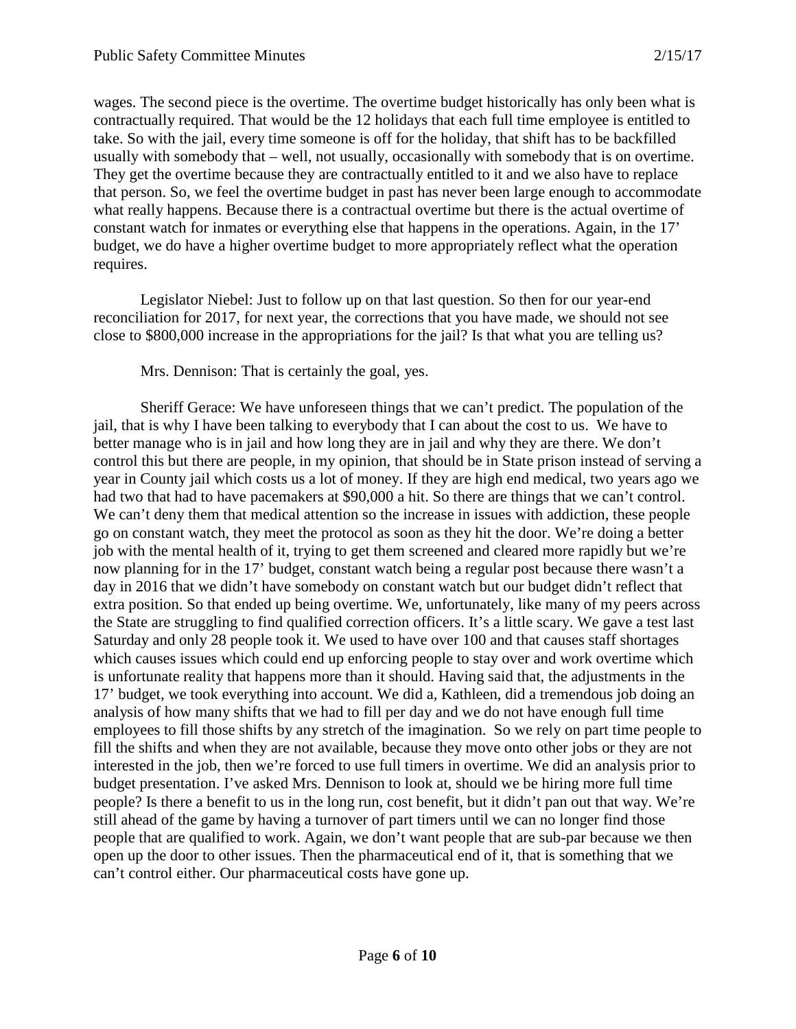wages. The second piece is the overtime. The overtime budget historically has only been what is contractually required. That would be the 12 holidays that each full time employee is entitled to take. So with the jail, every time someone is off for the holiday, that shift has to be backfilled usually with somebody that – well, not usually, occasionally with somebody that is on overtime. They get the overtime because they are contractually entitled to it and we also have to replace that person. So, we feel the overtime budget in past has never been large enough to accommodate what really happens. Because there is a contractual overtime but there is the actual overtime of constant watch for inmates or everything else that happens in the operations. Again, in the 17' budget, we do have a higher overtime budget to more appropriately reflect what the operation requires.

Legislator Niebel: Just to follow up on that last question. So then for our year-end reconciliation for 2017, for next year, the corrections that you have made, we should not see close to $800,000 increase in the appropriations for the jail? Is that what you are telling us?

Mrs. Dennison: That is certainly the goal, yes.

Sheriff Gerace: We have unforeseen things that we can't predict. The population of the jail, that is why I have been talking to everybody that I can about the cost to us. We have to better manage who is in jail and how long they are in jail and why they are there. We don't control this but there are people, in my opinion, that should be in State prison instead of serving a year in County jail which costs us a lot of money. If they are high end medical, two years ago we had two that had to have pacemakers at $90,000 a hit. So there are things that we can't control. We can't deny them that medical attention so the increase in issues with addiction, these people go on constant watch, they meet the protocol as soon as they hit the door. We're doing a better job with the mental health of it, trying to get them screened and cleared more rapidly but we're now planning for in the 17' budget, constant watch being a regular post because there wasn't a day in 2016 that we didn't have somebody on constant watch but our budget didn't reflect that extra position. So that ended up being overtime. We, unfortunately, like many of my peers across the State are struggling to find qualified correction officers. It's a little scary. We gave a test last Saturday and only 28 people took it. We used to have over 100 and that causes staff shortages which causes issues which could end up enforcing people to stay over and work overtime which is unfortunate reality that happens more than it should. Having said that, the adjustments in the 17' budget, we took everything into account. We did a, Kathleen, did a tremendous job doing an analysis of how many shifts that we had to fill per day and we do not have enough full time employees to fill those shifts by any stretch of the imagination. So we rely on part time people to fill the shifts and when they are not available, because they move onto other jobs or they are not interested in the job, then we're forced to use full timers in overtime. We did an analysis prior to budget presentation. I've asked Mrs. Dennison to look at, should we be hiring more full time people? Is there a benefit to us in the long run, cost benefit, but it didn't pan out that way. We're still ahead of the game by having a turnover of part timers until we can no longer find those people that are qualified to work. Again, we don't want people that are sub-par because we then open up the door to other issues. Then the pharmaceutical end of it, that is something that we can't control either. Our pharmaceutical costs have gone up.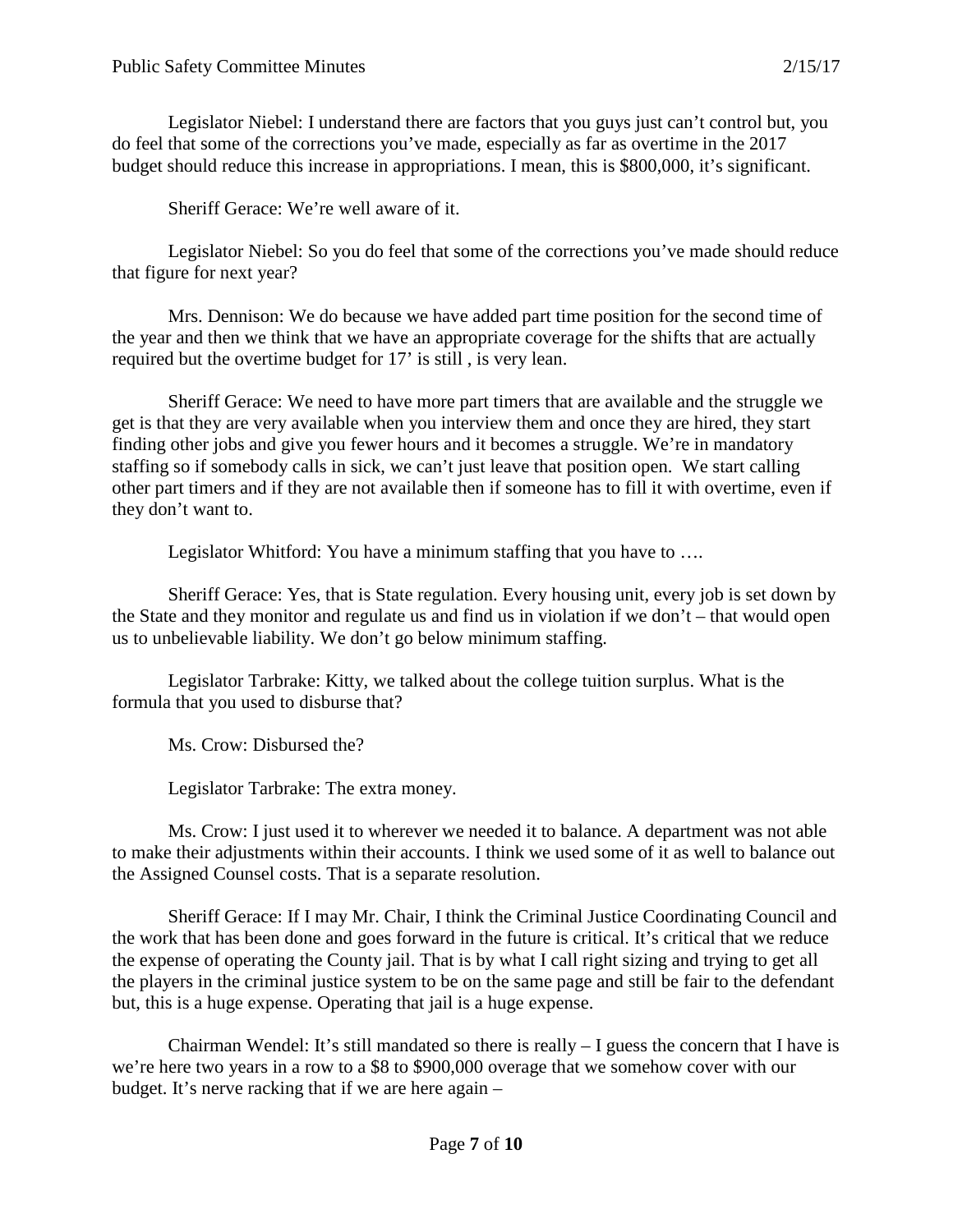Legislator Niebel: I understand there are factors that you guys just can't control but, you do feel that some of the corrections you've made, especially as far as overtime in the 2017 budget should reduce this increase in appropriations. I mean, this is $800,000, it's significant.

Sheriff Gerace: We're well aware of it.

Legislator Niebel: So you do feel that some of the corrections you've made should reduce that figure for next year?

Mrs. Dennison: We do because we have added part time position for the second time of the year and then we think that we have an appropriate coverage for the shifts that are actually required but the overtime budget for 17' is still , is very lean.

Sheriff Gerace: We need to have more part timers that are available and the struggle we get is that they are very available when you interview them and once they are hired, they start finding other jobs and give you fewer hours and it becomes a struggle. We're in mandatory staffing so if somebody calls in sick, we can't just leave that position open. We start calling other part timers and if they are not available then if someone has to fill it with overtime, even if they don't want to.

Legislator Whitford: You have a minimum staffing that you have to ….

Sheriff Gerace: Yes, that is State regulation. Every housing unit, every job is set down by the State and they monitor and regulate us and find us in violation if we don't – that would open us to unbelievable liability. We don't go below minimum staffing.

Legislator Tarbrake: Kitty, we talked about the college tuition surplus. What is the formula that you used to disburse that?

Ms. Crow: Disbursed the?

Legislator Tarbrake: The extra money.

Ms. Crow: I just used it to wherever we needed it to balance. A department was not able to make their adjustments within their accounts. I think we used some of it as well to balance out the Assigned Counsel costs. That is a separate resolution.

Sheriff Gerace: If I may Mr. Chair, I think the Criminal Justice Coordinating Council and the work that has been done and goes forward in the future is critical. It's critical that we reduce the expense of operating the County jail. That is by what I call right sizing and trying to get all the players in the criminal justice system to be on the same page and still be fair to the defendant but, this is a huge expense. Operating that jail is a huge expense.

Chairman Wendel: It's still mandated so there is really – I guess the concern that I have is we're here two years in a row to a $8 to $900,000 overage that we somehow cover with our budget. It's nerve racking that if we are here again –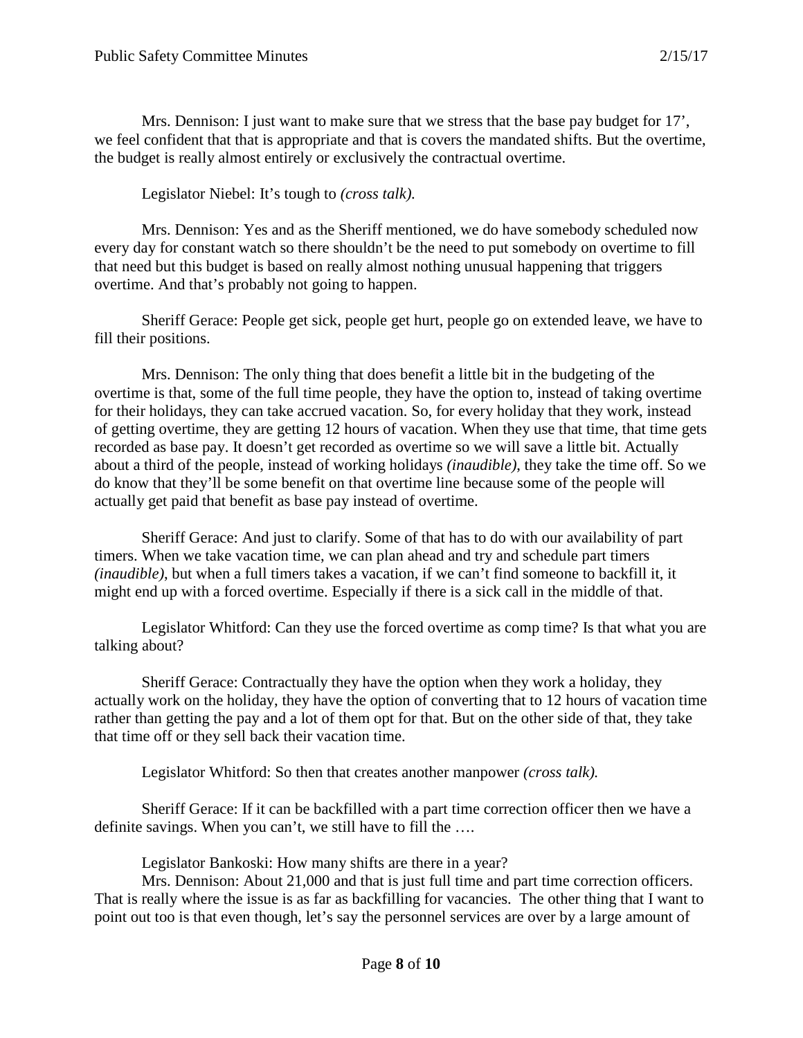Mrs. Dennison: I just want to make sure that we stress that the base pay budget for 17', we feel confident that that is appropriate and that is covers the mandated shifts. But the overtime, the budget is really almost entirely or exclusively the contractual overtime.

Legislator Niebel: It's tough to *(cross talk).*

Mrs. Dennison: Yes and as the Sheriff mentioned, we do have somebody scheduled now every day for constant watch so there shouldn't be the need to put somebody on overtime to fill that need but this budget is based on really almost nothing unusual happening that triggers overtime. And that's probably not going to happen.

Sheriff Gerace: People get sick, people get hurt, people go on extended leave, we have to fill their positions.

Mrs. Dennison: The only thing that does benefit a little bit in the budgeting of the overtime is that, some of the full time people, they have the option to, instead of taking overtime for their holidays, they can take accrued vacation. So, for every holiday that they work, instead of getting overtime, they are getting 12 hours of vacation. When they use that time, that time gets recorded as base pay. It doesn't get recorded as overtime so we will save a little bit. Actually about a third of the people, instead of working holidays *(inaudible)*, they take the time off. So we do know that they'll be some benefit on that overtime line because some of the people will actually get paid that benefit as base pay instead of overtime.

Sheriff Gerace: And just to clarify. Some of that has to do with our availability of part timers. When we take vacation time, we can plan ahead and try and schedule part timers *(inaudible)*, but when a full timers takes a vacation, if we can't find someone to backfill it, it might end up with a forced overtime. Especially if there is a sick call in the middle of that.

Legislator Whitford: Can they use the forced overtime as comp time? Is that what you are talking about?

Sheriff Gerace: Contractually they have the option when they work a holiday, they actually work on the holiday, they have the option of converting that to 12 hours of vacation time rather than getting the pay and a lot of them opt for that. But on the other side of that, they take that time off or they sell back their vacation time.

Legislator Whitford: So then that creates another manpower *(cross talk).*

Sheriff Gerace: If it can be backfilled with a part time correction officer then we have a definite savings. When you can't, we still have to fill the ….

Legislator Bankoski: How many shifts are there in a year?

Mrs. Dennison: About 21,000 and that is just full time and part time correction officers. That is really where the issue is as far as backfilling for vacancies. The other thing that I want to point out too is that even though, let's say the personnel services are over by a large amount of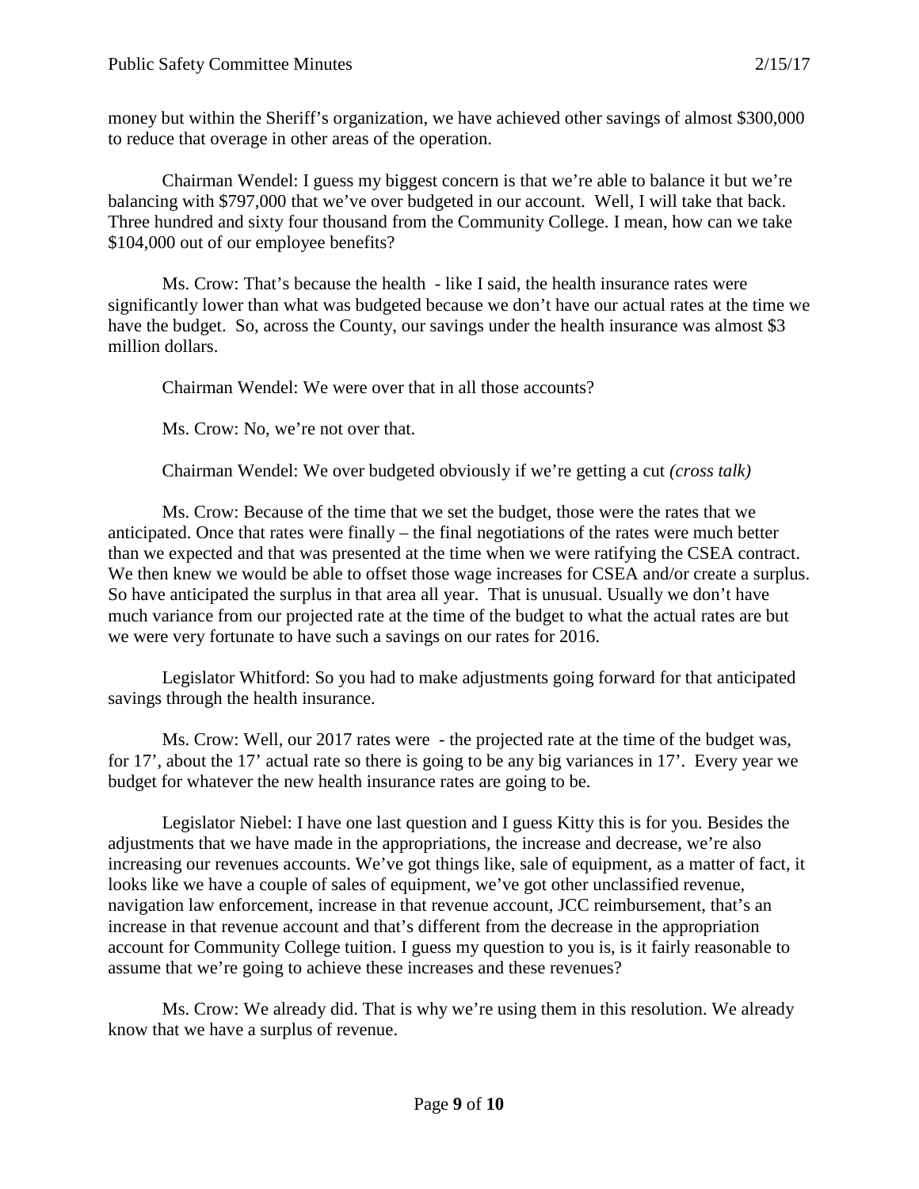money but within the Sheriff's organization, we have achieved other savings of almost $300,000 to reduce that overage in other areas of the operation.

Chairman Wendel: I guess my biggest concern is that we're able to balance it but we're balancing with $797,000 that we've over budgeted in our account. Well, I will take that back. Three hundred and sixty four thousand from the Community College. I mean, how can we take $104,000 out of our employee benefits?

Ms. Crow: That's because the health - like I said, the health insurance rates were significantly lower than what was budgeted because we don't have our actual rates at the time we have the budget. So, across the County, our savings under the health insurance was almost $3 million dollars.

Chairman Wendel: We were over that in all those accounts?

Ms. Crow: No, we're not over that.

Chairman Wendel: We over budgeted obviously if we're getting a cut *(cross talk)*

Ms. Crow: Because of the time that we set the budget, those were the rates that we anticipated. Once that rates were finally – the final negotiations of the rates were much better than we expected and that was presented at the time when we were ratifying the CSEA contract. We then knew we would be able to offset those wage increases for CSEA and/or create a surplus. So have anticipated the surplus in that area all year. That is unusual. Usually we don't have much variance from our projected rate at the time of the budget to what the actual rates are but we were very fortunate to have such a savings on our rates for 2016.

Legislator Whitford: So you had to make adjustments going forward for that anticipated savings through the health insurance.

Ms. Crow: Well, our 2017 rates were - the projected rate at the time of the budget was, for 17', about the 17' actual rate so there is going to be any big variances in 17'. Every year we budget for whatever the new health insurance rates are going to be.

Legislator Niebel: I have one last question and I guess Kitty this is for you. Besides the adjustments that we have made in the appropriations, the increase and decrease, we're also increasing our revenues accounts. We've got things like, sale of equipment, as a matter of fact, it looks like we have a couple of sales of equipment, we've got other unclassified revenue, navigation law enforcement, increase in that revenue account, JCC reimbursement, that's an increase in that revenue account and that's different from the decrease in the appropriation account for Community College tuition. I guess my question to you is, is it fairly reasonable to assume that we're going to achieve these increases and these revenues?

Ms. Crow: We already did. That is why we're using them in this resolution. We already know that we have a surplus of revenue.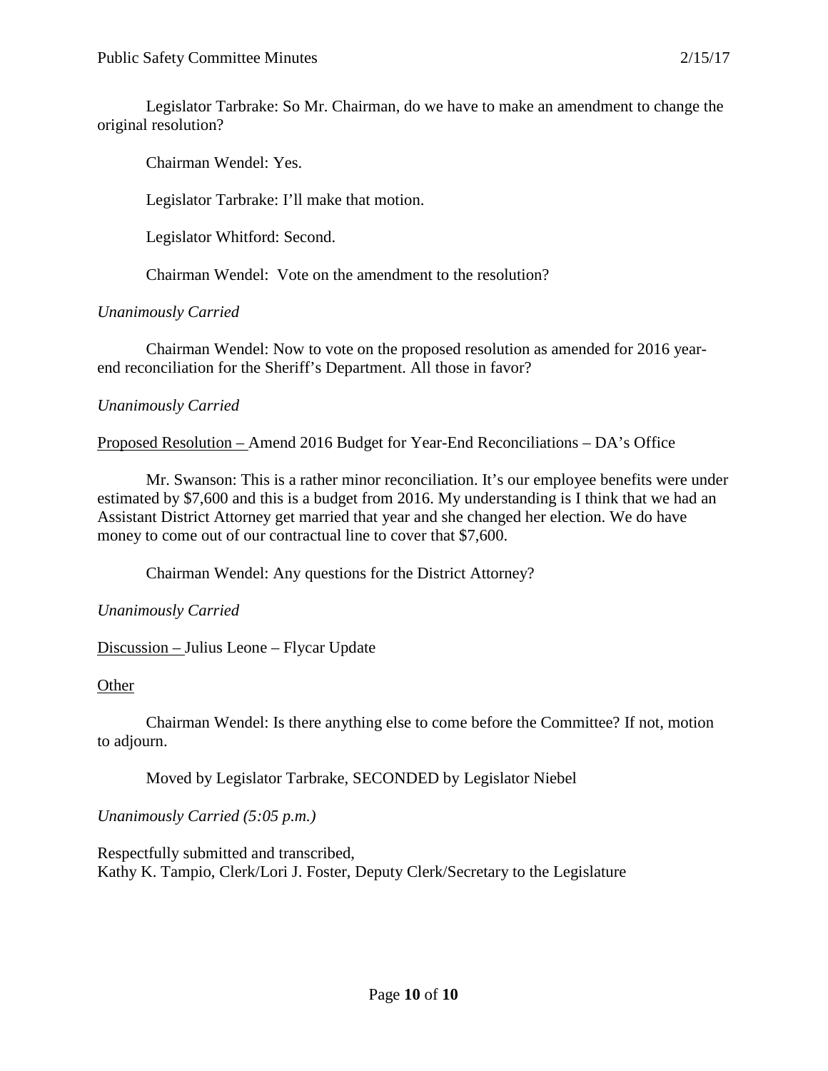Legislator Tarbrake: So Mr. Chairman, do we have to make an amendment to change the original resolution?

Chairman Wendel: Yes.

Legislator Tarbrake: I'll make that motion.

Legislator Whitford: Second.

Chairman Wendel: Vote on the amendment to the resolution?

*Unanimously Carried*

Chairman Wendel: Now to vote on the proposed resolution as amended for 2016 year-end reconciliation for the Sheriff's Department. All those in favor?

*Unanimously Carried*

Proposed Resolution – Amend 2016 Budget for Year-End Reconciliations – DA's Office

Mr. Swanson: This is a rather minor reconciliation. It's our employee benefits were under estimated by $7,600 and this is a budget from 2016. My understanding is I think that we had an Assistant District Attorney get married that year and she changed her election. We do have money to come out of our contractual line to cover that $7,600.

Chairman Wendel: Any questions for the District Attorney?

*Unanimously Carried*

Discussion – Julius Leone – Flycar Update

Other

Chairman Wendel: Is there anything else to come before the Committee? If not, motion to adjourn.

Moved by Legislator Tarbrake, SECONDED by Legislator Niebel

*Unanimously Carried (5:05 p.m.)*

Respectfully submitted and transcribed,
Kathy K. Tampio, Clerk/Lori J. Foster, Deputy Clerk/Secretary to the Legislature